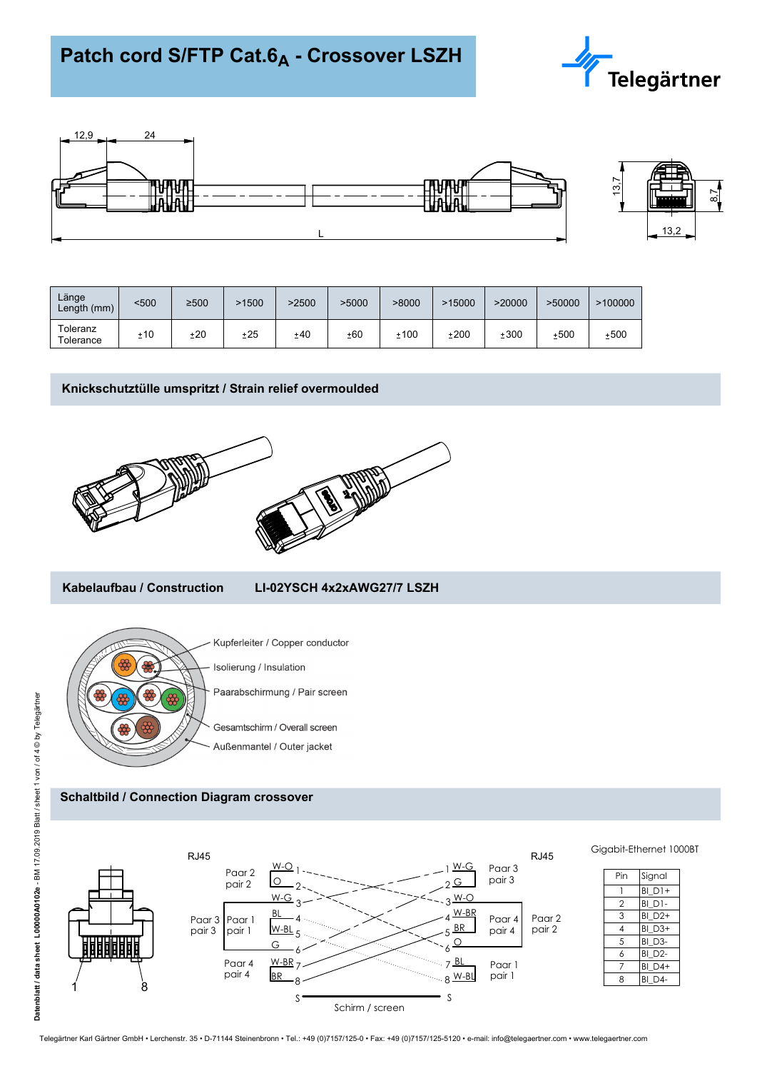# Patch cord S/FTP Cat.$6_A$ - Crossover LSZH

Telegärtner

| Länge Length (mm) | <500 | ≥500 | >1500 | >2500 | >5000 | >8000 | >15000 | >20000 | >50000 | >100000 |
|---|---|---|---|---|---|---|---|---|---|---|
| Toleranz Tolerance | ±10 | ±20 | ±25 | ±40 | ±60 | ±100 | ±200 | ±300 | ±500 | ±500 |

## Knickschutztülle umspritzt / Strain relief overmoulded

## Kabelaufbau / Construction LI-02YSCH 4x2xAWG27/7 LSZH

- Kupferleiter / Copper conductor
- Isolierung / Insulation
- Paarabschirmung / Pair screen
- Gesamtschirm / Overall screen
- Außenmantel / Outer jacket

## Schaltbild / Connection Diagram crossover

| RJ45 | | | RJ45 | |
|---|---|---|---|---|
| Paar 2 / pair 2 | 1 W-O | → | 1 W-G | Paar 3 / pair 3 |
| Paar 2 / pair 2 | 2 O | → | 2 G | Paar 3 / pair 3 |
| Paar 3 / pair 3 | 3 W-G | → | 3 W-O | Paar 2 / pair 2 |
| Paar 1 / pair 1 | 4 BL | → | 4 W-BR | Paar 4 / pair 4 |
| Paar 1 / pair 1 | 5 W-BL | → | 5 BR | Paar 4 / pair 4 |
| Paar 3 / pair 3 | 6 G | → | 6 O | Paar 2 / pair 2 |
| Paar 4 / pair 4 | 7 W-BR | → | 7 BL | Paar 1 / pair 1 |
| Paar 4 / pair 4 | 8 BR | → | 8 W-BL | Paar 1 / pair 1 |
| | S | Schirm / screen | S | |

Gigabit-Ethernet 1000BT

| Pin | Signal |
|---|---|
| 1 | BI_D1+ |
| 2 | BI_D1- |
| 3 | BI_D2+ |
| 4 | BI_D3+ |
| 5 | BI_D3- |
| 6 | BI_D2- |
| 7 | BI_D4+ |
| 8 | BI_D4- |

Datenblatt / data sheet L00000A0102e - BM 17.09.2019 Blatt / sheet 1 von / of 4 © by Telegärtner

Telegärtner Karl Gärtner GmbH • Lerchenstr. 35 • D-71144 Steinenbronn • Tel.: +49 (0)7157/125-0 • Fax: +49 (0)7157/125-5120 • e-mail: info@telegaertner.com • www.telegaertner.com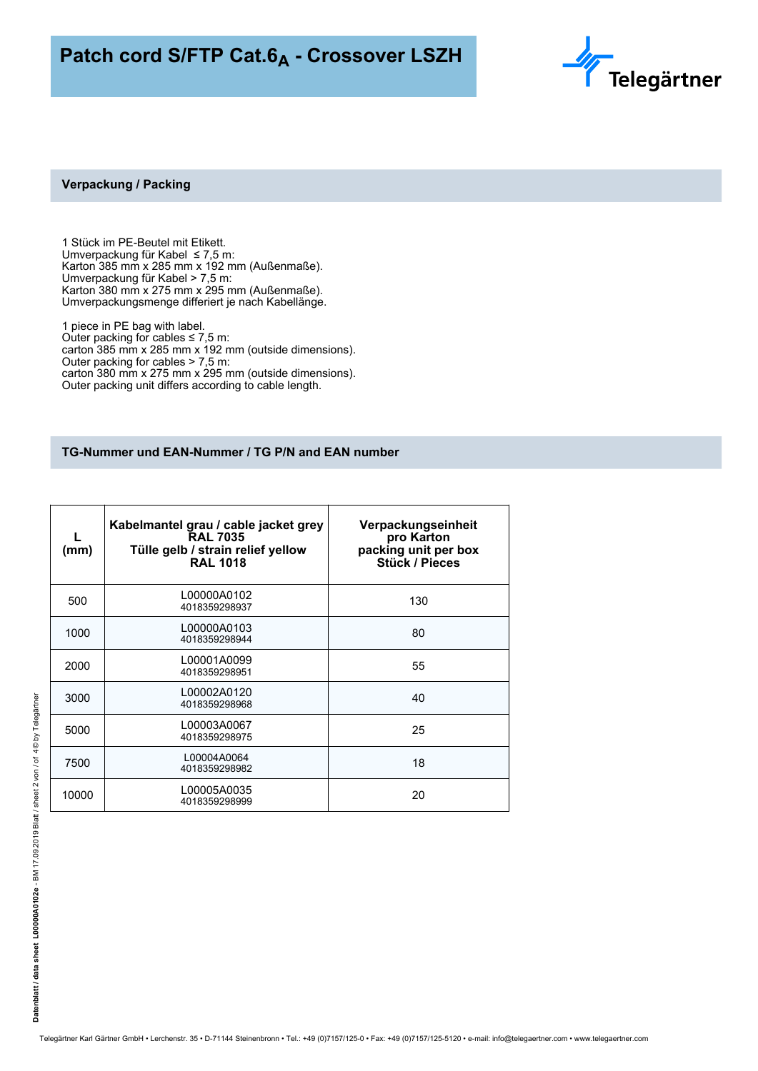# Patch cord S/FTP Cat.$6_A$ - Crossover LSZH

## Verpackung / Packing

1 Stück im PE-Beutel mit Etikett.
Umverpackung für Kabel ≤ 7,5 m:
Karton 385 mm x 285 mm x 192 mm (Außenmaße).
Umverpackung für Kabel > 7,5 m:
Karton 380 mm x 275 mm x 295 mm (Außenmaße).
Umverpackungsmenge differiert je nach Kabellänge.

1 piece in PE bag with label.
Outer packing for cables ≤ 7,5 m:
carton 385 mm x 285 mm x 192 mm (outside dimensions).
Outer packing for cables > 7,5 m:
carton 380 mm x 275 mm x 295 mm (outside dimensions).
Outer packing unit differs according to cable length.

## TG-Nummer und EAN-Nummer / TG P/N and EAN number

| L (mm) | Kabelmantel grau / cable jacket grey RAL 7035 Tülle gelb / strain relief yellow RAL 1018 | Verpackungseinheit pro Karton packing unit per box Stück / Pieces |
|---|---|---|
| 500 | L00000A0102 4018359298937 | 130 |
| 1000 | L00000A0103 4018359298944 | 80 |
| 2000 | L00001A0099 4018359298951 | 55 |
| 3000 | L00002A0120 4018359298968 | 40 |
| 5000 | L00003A0067 4018359298975 | 25 |
| 7500 | L00004A0064 4018359298982 | 18 |
| 10000 | L00005A0035 4018359298999 | 20 |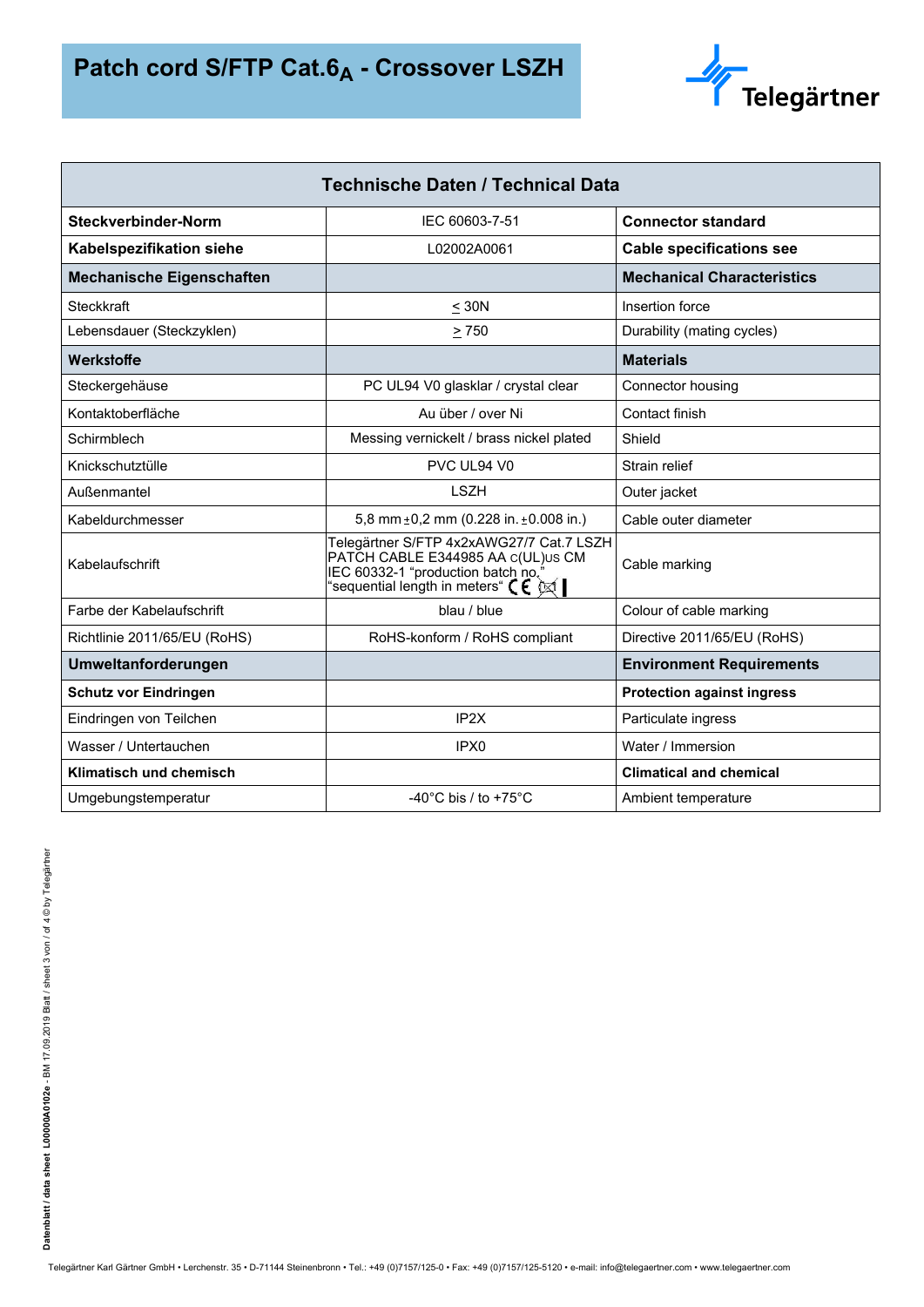# Patch cord S/FTP Cat.$6_A$ - Crossover LSZH

| Technische Daten / Technical Data | | |
|---|---|---|
| **Steckverbinder-Norm** | IEC 60603-7-51 | **Connector standard** |
| **Kabelspezifikation siehe** | L02002A0061 | **Cable specifications see** |
| **Mechanische Eigenschaften** | | **Mechanical Characteristics** |
| Steckkraft | ≤ 30N | Insertion force |
| Lebensdauer (Steckzyklen) | ≥ 750 | Durability (mating cycles) |
| **Werkstoffe** | | **Materials** |
| Steckergehäuse | PC UL94 V0 glasklar / crystal clear | Connector housing |
| Kontaktoberfläche | Au über / over Ni | Contact finish |
| Schirmblech | Messing vernickelt / brass nickel plated | Shield |
| Knickschutztülle | PVC UL94 V0 | Strain relief |
| Außenmantel | LSZH | Outer jacket |
| Kabeldurchmesser | 5,8 mm ±0,2 mm (0.228 in. ±0.008 in.) | Cable outer diameter |
| Kabelaufschrift | Telegärtner S/FTP 4x2xAWG27/7 Cat.7 LSZH PATCH CABLE E344985 AA c(UL)us CM IEC 60332-1 "production batch no." "sequential length in meters" CE | Cable marking |
| Farbe der Kabelaufschrift | blau / blue | Colour of cable marking |
| Richtlinie 2011/65/EU (RoHS) | RoHS-konform / RoHS compliant | Directive 2011/65/EU (RoHS) |
| **Umweltanforderungen** | | **Environment Requirements** |
| **Schutz vor Eindringen** | | **Protection against ingress** |
| Eindringen von Teilchen | IP2X | Particulate ingress |
| Wasser / Untertauchen | IPX0 | Water / Immersion |
| **Klimatisch und chemisch** | | **Climatical and chemical** |
| Umgebungstemperatur | -40°C bis / to +75°C | Ambient temperature |

Datenblatt / data sheet L00000A0102e - BM 17.09.2019 Blatt / sheet 3 von / of 4 © by Telegärtner

Telegärtner Karl Gärtner GmbH • Lerchenstr. 35 • D-71144 Steinenbronn • Tel.: +49 (0)7157/125-0 • Fax: +49 (0)7157/125-5120 • e-mail: info@telegaertner.com • www.telegaertner.com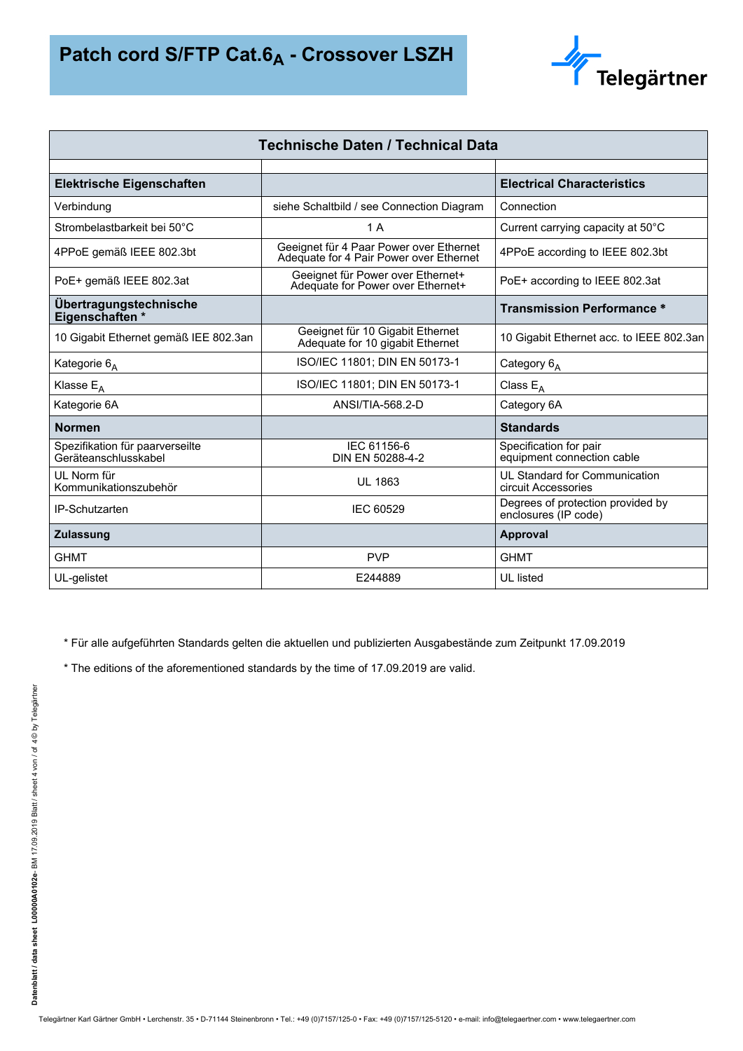# Patch cord S/FTP Cat.$6_A$ - Crossover LSZH

Telegärtner

| Technische Daten / Technical Data | | |
|---|---|---|
| | | |
| **Elektrische Eigenschaften** | | **Electrical Characteristics** |
| Verbindung | siehe Schaltbild / see Connection Diagram | Connection |
| Strombelastbarkeit bei 50°C | 1 A | Current carrying capacity at 50°C |
| 4PPoE gemäß IEEE 802.3bt | Geeignet für 4 Paar Power over Ethernet<br>Adequate for 4 Pair Power over Ethernet | 4PPoE according to IEEE 802.3bt |
| PoE+ gemäß IEEE 802.3at | Geeignet für Power over Ethernet+<br>Adequate for Power over Ethernet+ | PoE+ according to IEEE 802.3at |
| **Übertragungstechnische Eigenschaften *** | | **Transmission Performance *** |
| 10 Gigabit Ethernet gemäß IEE 802.3an | Geeignet für 10 Gigabit Ethernet<br>Adequate for 10 gigabit Ethernet | 10 Gigabit Ethernet acc. to IEEE 802.3an |
| Kategorie $6_A$ | ISO/IEC 11801; DIN EN 50173-1 | Category $6_A$ |
| Klasse $E_A$ | ISO/IEC 11801; DIN EN 50173-1 | Class $E_A$ |
| Kategorie 6A | ANSI/TIA-568.2-D | Category 6A |
| **Normen** | | **Standards** |
| Spezifikation für paarverseilte Geräteanschlusskabel | IEC 61156-6<br>DIN EN 50288-4-2 | Specification for pair equipment connection cable |
| UL Norm für Kommunikationszubehör | UL 1863 | UL Standard for Communication circuit Accessories |
| IP-Schutzarten | IEC 60529 | Degrees of protection provided by enclosures (IP code) |
| **Zulassung** | | **Approval** |
| GHMT | PVP | GHMT |
| UL-gelistet | E244889 | UL listed |

* Für alle aufgeführten Standards gelten die aktuellen und publizierten Ausgabestände zum Zeitpunkt 17.09.2019

* The editions of the aforementioned standards by the time of 17.09.2019 are valid.

**Datenblatt / data sheet L00000A0102e**- BM 17.09.2019 Blatt / sheet 4 von / of 4© by Telegärtner

Telegärtner Karl Gärtner GmbH • Lerchenstr. 35 • D-71144 Steinenbronn • Tel.: +49 (0)7157/125-0 • Fax: +49 (0)7157/125-5120 • e-mail: info@telegaertner.com • www.telegaertner.com